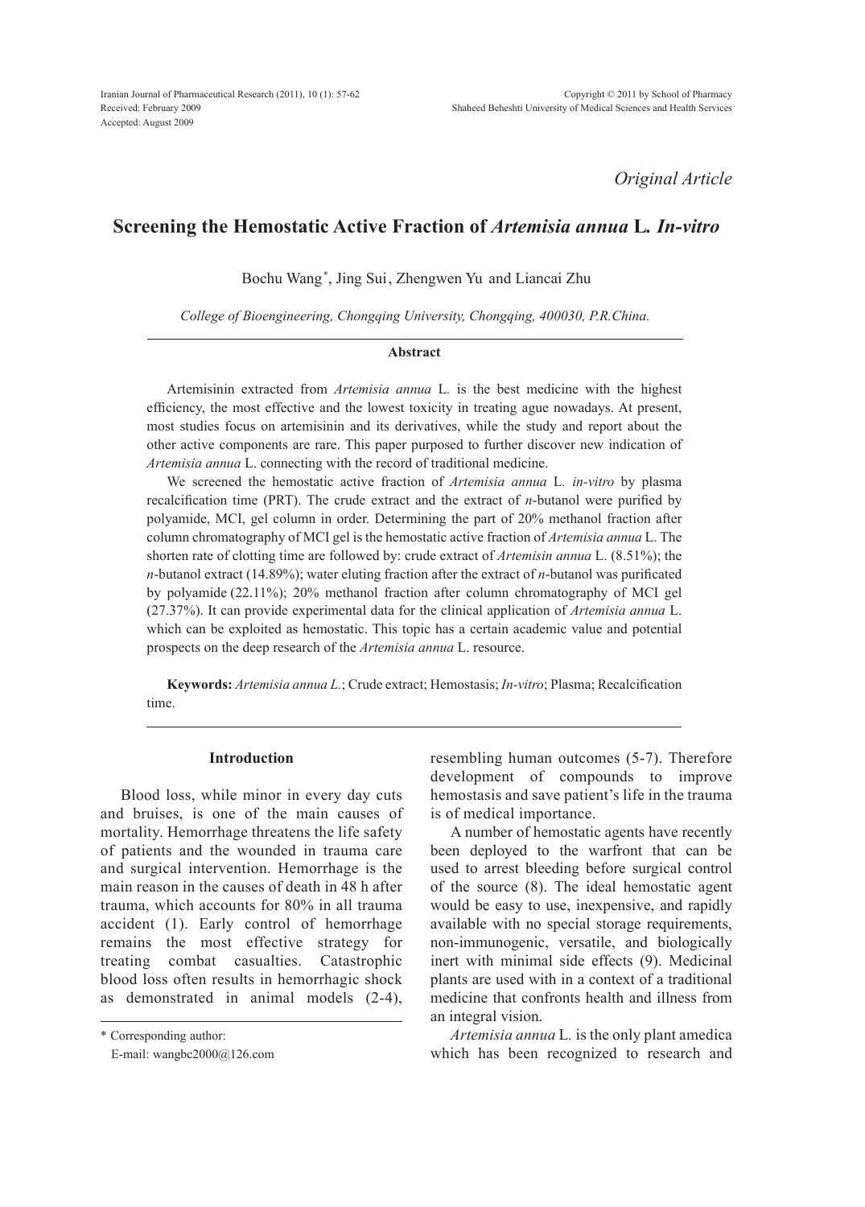*Original Article*

# Screening the Hemostatic Active Fraction of *Artemisia annua* L. *In-vitro*

Bochu Wang*, Jing Sui, Zhengwen Yu and Liancai Zhu

*College of Bioengineering, Chongqing University, Chongqing, 400030, P.R.China.*

## Abstract

Artemisinin extracted from *Artemisia annua* L. is the best medicine with the highest efficiency, the most effective and the lowest toxicity in treating ague nowadays. At present, most studies focus on artemisinin and its derivatives, while the study and report about the other active components are rare. This paper purposed to further discover new indication of *Artemisia annua* L. connecting with the record of traditional medicine.

We screened the hemostatic active fraction of *Artemisia annua* L. *in-vitro* by plasma recalcification time (PRT). The crude extract and the extract of *n*-butanol were purified by polyamide, MCI, gel column in order. Determining the part of 20% methanol fraction after column chromatography of MCI gel is the hemostatic active fraction of *Artemisia annua* L. The shorten rate of clotting time are followed by: crude extract of *Artemisin annua* L. (8.51%); the *n*-butanol extract (14.89%); water eluting fraction after the extract of *n*-butanol was purificated by polyamide (22.11%); 20% methanol fraction after column chromatography of MCI gel (27.37%). It can provide experimental data for the clinical application of *Artemisia annua* L. which can be exploited as hemostatic. This topic has a certain academic value and potential prospects on the deep research of the *Artemisia annua* L. resource.

**Keywords:** *Artemisia annua L.*; Crude extract; Hemostasis; *In-vitro*; Plasma; Recalcification time.

## Introduction

Blood loss, while minor in every day cuts and bruises, is one of the main causes of mortality. Hemorrhage threatens the life safety of patients and the wounded in trauma care and surgical intervention. Hemorrhage is the main reason in the causes of death in 48 h after trauma, which accounts for 80% in all trauma accident (1). Early control of hemorrhage remains the most effective strategy for treating combat casualties. Catastrophic blood loss often results in hemorrhagic shock as demonstrated in animal models (2-4), resembling human outcomes (5-7). Therefore development of compounds to improve hemostasis and save patient's life in the trauma is of medical importance.

A number of hemostatic agents have recently been deployed to the warfront that can be used to arrest bleeding before surgical control of the source (8). The ideal hemostatic agent would be easy to use, inexpensive, and rapidly available with no special storage requirements, non-immunogenic, versatile, and biologically inert with minimal side effects (9). Medicinal plants are used with in a context of a traditional medicine that confronts health and illness from an integral vision.

*Artemisia annua* L. is the only plant amedica which has been recognized to research and

\* Corresponding author:
E-mail: wangbc2000@126.com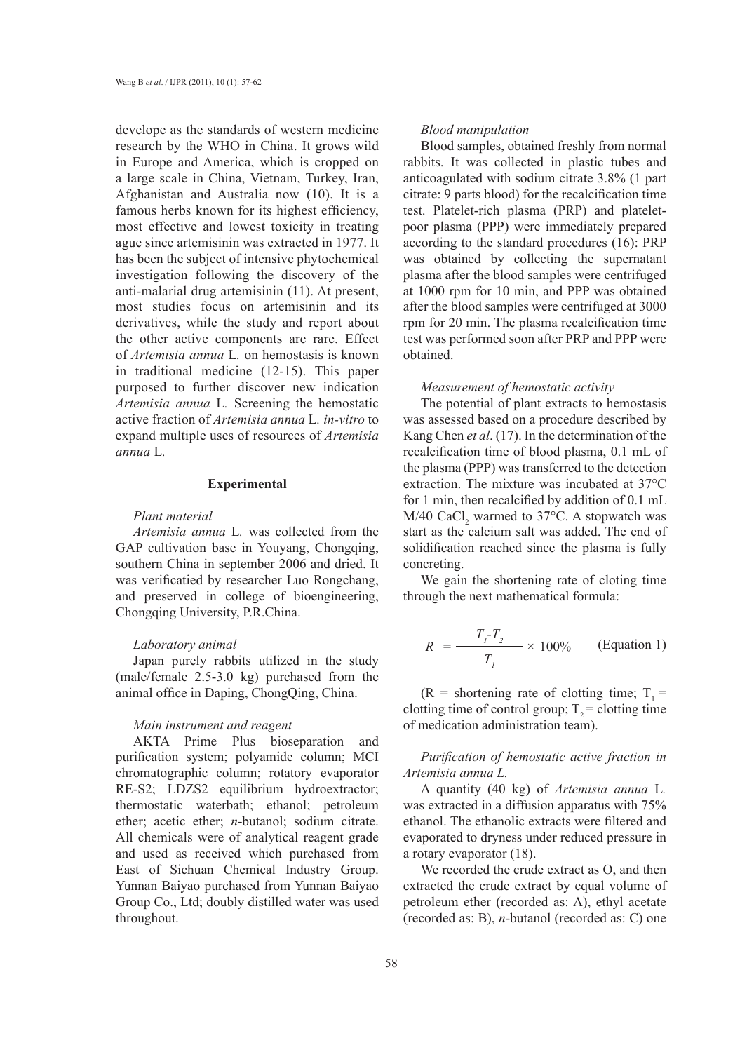develope as the standards of western medicine research by the WHO in China. It grows wild in Europe and America, which is cropped on a large scale in China, Vietnam, Turkey, Iran, Afghanistan and Australia now (10). It is a famous herbs known for its highest efficiency, most effective and lowest toxicity in treating ague since artemisinin was extracted in 1977. It has been the subject of intensive phytochemical investigation following the discovery of the anti-malarial drug artemisinin (11). At present, most studies focus on artemisinin and its derivatives, while the study and report about the other active components are rare. Effect of *Artemisia annua* L. on hemostasis is known in traditional medicine (12-15). This paper purposed to further discover new indication *Artemisia annua* L. Screening the hemostatic active fraction of *Artemisia annua* L. *in-vitro* to expand multiple uses of resources of *Artemisia annua* L.

## Experimental

### *Plant material*

*Artemisia annua* L. was collected from the GAP cultivation base in Youyang, Chongqing, southern China in september 2006 and dried. It was verificatied by researcher Luo Rongchang, and preserved in college of bioengineering, Chongqing University, P.R.China.

### *Laboratory animal*

Japan purely rabbits utilized in the study (male/female 2.5-3.0 kg) purchased from the animal office in Daping, ChongQing, China.

### *Main instrument and reagent*

AKTA Prime Plus bioseparation and purification system; polyamide column; MCI chromatographic column; rotatory evaporator RE-S2; LDZS2 equilibrium hydroextractor; thermostatic waterbath; ethanol; petroleum ether; acetic ether; *n*-butanol; sodium citrate. All chemicals were of analytical reagent grade and used as received which purchased from East of Sichuan Chemical Industry Group. Yunnan Baiyao purchased from Yunnan Baiyao Group Co., Ltd; doubly distilled water was used throughout.

### *Blood manipulation*

Blood samples, obtained freshly from normal rabbits. It was collected in plastic tubes and anticoagulated with sodium citrate 3.8% (1 part citrate: 9 parts blood) for the recalcification time test. Platelet-rich plasma (PRP) and platelet-poor plasma (PPP) were immediately prepared according to the standard procedures (16): PRP was obtained by collecting the supernatant plasma after the blood samples were centrifuged at 1000 rpm for 10 min, and PPP was obtained after the blood samples were centrifuged at 3000 rpm for 20 min. The plasma recalcification time test was performed soon after PRP and PPP were obtained.

### *Measurement of hemostatic activity*

The potential of plant extracts to hemostasis was assessed based on a procedure described by Kang Chen *et al*. (17). In the determination of the recalcification time of blood plasma, 0.1 mL of the plasma (PPP) was transferred to the detection extraction. The mixture was incubated at 37°C for 1 min, then recalcified by addition of 0.1 mL M/40 $CaCl_2$ warmed to 37°C. A stopwatch was start as the calcium salt was added. The end of solidification reached since the plasma is fully concreting.

We gain the shortening rate of cloting time through the next mathematical formula:

$$R = \frac{T_1 - T_2}{T_1} \times 100\% \qquad \text{(Equation 1)}$$

(R = shortening rate of clotting time; $T_1$ = clotting time of control group; $T_2$ = clotting time of medication administration team).

### *Purification of hemostatic active fraction in Artemisia annua L.*

A quantity (40 kg) of *Artemisia annua* L. was extracted in a diffusion apparatus with 75% ethanol. The ethanolic extracts were filtered and evaporated to dryness under reduced pressure in a rotary evaporator (18).

We recorded the crude extract as O, and then extracted the crude extract by equal volume of petroleum ether (recorded as: A), ethyl acetate (recorded as: B), *n*-butanol (recorded as: C) one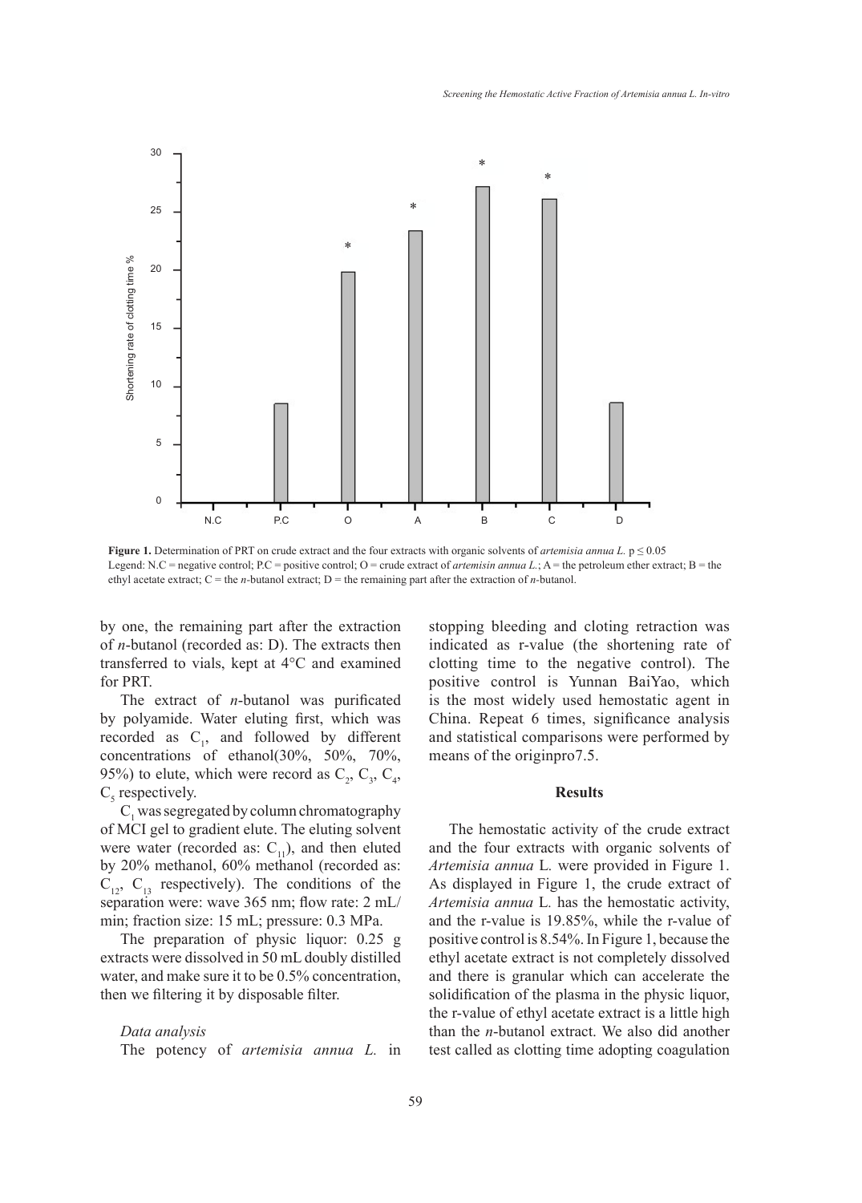**Figure 1.** Determination of PRT on crude extract and the four extracts with organic solvents of *artemisia annua L.* $p \leq 0.05$
Legend: N.C = negative control; P.C = positive control; O = crude extract of *artemisin annua L.*; A = the petroleum ether extract; B = the ethyl acetate extract; C = the *n*-butanol extract; D = the remaining part after the extraction of *n*-butanol.

by one, the remaining part after the extraction of *n*-butanol (recorded as: D). The extracts then transferred to vials, kept at 4°C and examined for PRT.

The extract of *n*-butanol was purificated by polyamide. Water eluting first, which was recorded as $C_1$, and followed by different concentrations of ethanol(30%, 50%, 70%, 95%) to elute, which were record as $C_2$, $C_3$, $C_4$, $C_5$ respectively.

$C_1$ was segregated by column chromatography of MCI gel to gradient elute. The eluting solvent were water (recorded as: $C_{11}$), and then eluted by 20% methanol, 60% methanol (recorded as: $C_{12}$, $C_{13}$ respectively). The conditions of the separation were: wave 365 nm; flow rate: 2 mL/min; fraction size: 15 mL; pressure: 0.3 MPa.

The preparation of physic liquor: 0.25 g extracts were dissolved in 50 mL doubly distilled water, and make sure it to be 0.5% concentration, then we filtering it by disposable filter.

### *Data analysis*

The potency of *artemisia annua L.* in stopping bleeding and cloting retraction was indicated as r-value (the shortening rate of clotting time to the negative control). The positive control is Yunnan BaiYao, which is the most widely used hemostatic agent in China. Repeat 6 times, significance analysis and statistical comparisons were performed by means of the originpro7.5.

## Results

The hemostatic activity of the crude extract and the four extracts with organic solvents of *Artemisia annua* L. were provided in Figure 1. As displayed in Figure 1, the crude extract of *Artemisia annua* L. has the hemostatic activity, and the r-value is 19.85%, while the r-value of positive control is 8.54%. In Figure 1, because the ethyl acetate extract is not completely dissolved and there is granular which can accelerate the solidification of the plasma in the physic liquor, the r-value of ethyl acetate extract is a little high than the *n*-butanol extract. We also did another test called as clotting time adopting coagulation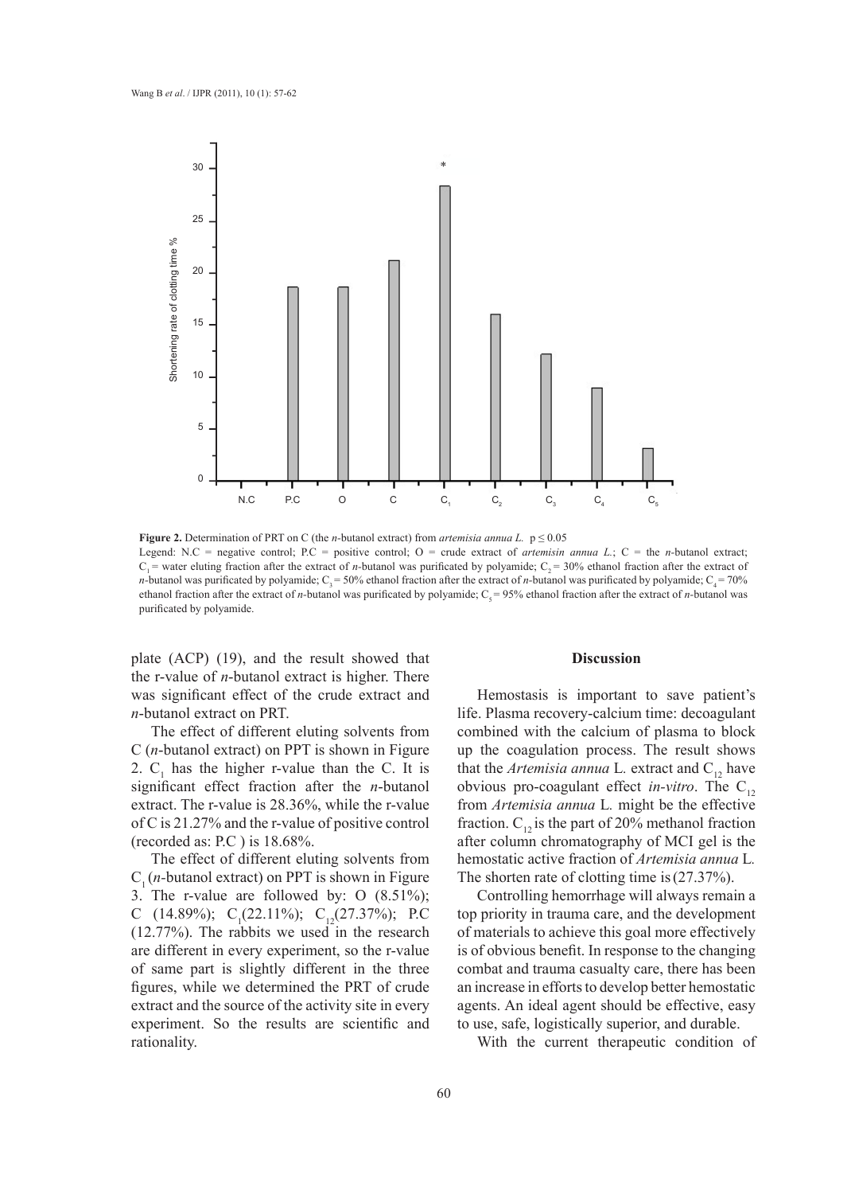**Figure 2.** Determination of PRT on C (the *n*-butanol extract) from *artemisia annua L.* $p \leq 0.05$

Legend: N.C = negative control; P.C = positive control; O = crude extract of *artemisin annua L.*; C = the *n*-butanol extract; $C_1$ = water eluting fraction after the extract of *n*-butanol was purificated by polyamide; $C_2$ = 30% ethanol fraction after the extract of *n*-butanol was purificated by polyamide; $C_3$ = 50% ethanol fraction after the extract of *n*-butanol was purificated by polyamide; $C_4$ = 70% ethanol fraction after the extract of *n*-butanol was purificated by polyamide; $C_5$ = 95% ethanol fraction after the extract of *n*-butanol was purificated by polyamide.

plate (ACP) (19), and the result showed that the r-value of *n*-butanol extract is higher. There was significant effect of the crude extract and *n*-butanol extract on PRT.

The effect of different eluting solvents from C (*n*-butanol extract) on PPT is shown in Figure 2. $C_1$ has the higher r-value than the C. It is significant effect fraction after the *n*-butanol extract. The r-value is 28.36%, while the r-value of C is 21.27% and the r-value of positive control (recorded as: P.C ) is 18.68%.

The effect of different eluting solvents from $C_1$ (*n*-butanol extract) on PPT is shown in Figure 3. The r-value are followed by: O (8.51%); C (14.89%); $C_1$(22.11%); $C_{12}$(27.37%); P.C (12.77%). The rabbits we used in the research are different in every experiment, so the r-value of same part is slightly different in the three figures, while we determined the PRT of crude extract and the source of the activity site in every experiment. So the results are scientific and rationality.

## Discussion

Hemostasis is important to save patient's life. Plasma recovery-calcium time: decoagulant combined with the calcium of plasma to block up the coagulation process. The result shows that the *Artemisia annua* L. extract and $C_{12}$ have obvious pro-coagulant effect *in-vitro*. The $C_{12}$ from *Artemisia annua* L. might be the effective fraction. $C_{12}$ is the part of 20% methanol fraction after column chromatography of MCI gel is the hemostatic active fraction of *Artemisia annua* L. The shorten rate of clotting time is (27.37%).

Controlling hemorrhage will always remain a top priority in trauma care, and the development of materials to achieve this goal more effectively is of obvious benefit. In response to the changing combat and trauma casualty care, there has been an increase in efforts to develop better hemostatic agents. An ideal agent should be effective, easy to use, safe, logistically superior, and durable.

With the current therapeutic condition of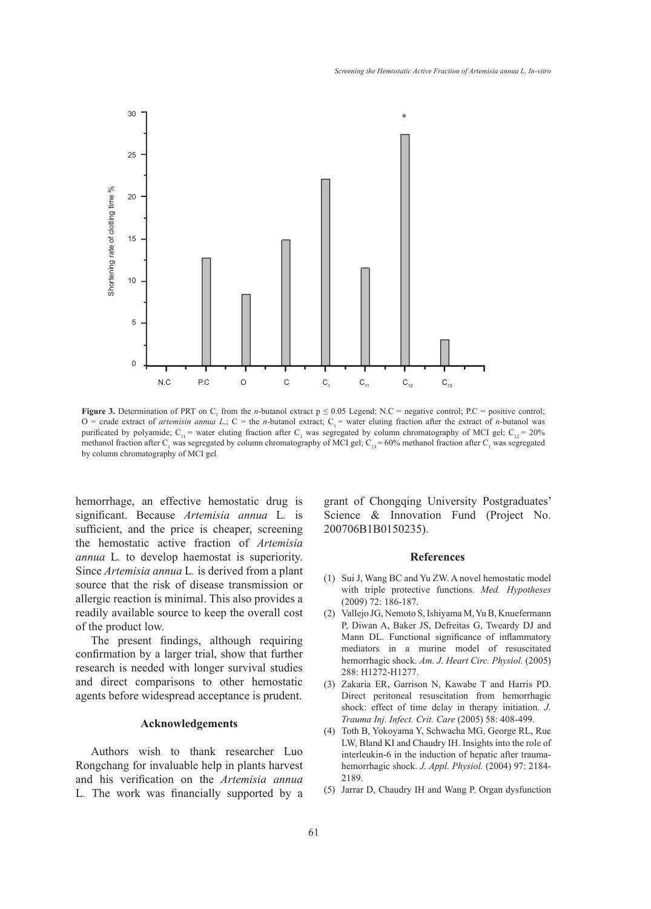**Figure 3.** Determination of PRT on $C_1$ from the *n*-butanol extract $p \leq 0.05$ Legend: N.C = negative control; P.C = positive control; O = crude extract of *artemisin annua L.*; C = the *n*-butanol extract; $C_1$ = water eluting fraction after the extract of *n*-butanol was purificated by polyamide; $C_{11}$ = water eluting fraction after $C_1$ was segregated by column chromatography of MCI gel; $C_{12}$ = 20% methanol fraction after $C_1$ was segregated by column chromatography of MCI gel; $C_{13}$ = 60% methanol fraction after $C_1$ was segregated by column chromatography of MCI gel.

hemorrhage, an effective hemostatic drug is significant. Because *Artemisia annua* L. is sufficient, and the price is cheaper, screening the hemostatic active fraction of *Artemisia annua* L. to develop haemostat is superiority. Since *Artemisia annua* L. is derived from a plant source that the risk of disease transmission or allergic reaction is minimal. This also provides a readily available source to keep the overall cost of the product low.

The present findings, although requiring confirmation by a larger trial, show that further research is needed with longer survival studies and direct comparisons to other hemostatic agents before widespread acceptance is prudent.

## Acknowledgements

Authors wish to thank researcher Luo Rongchang for invaluable help in plants harvest and his verification on the *Artemisia annua* L. The work was financially supported by a grant of Chongqing University Postgraduates' Science & Innovation Fund (Project No. 200706B1B0150235).

## References

(1) Sui J, Wang BC and Yu ZW. A novel hemostatic model with triple protective functions. *Med. Hypotheses* (2009) 72: 186-187.

(2) Vallejo JG, Nemoto S, Ishiyama M, Yu B, Knuefermann P, Diwan A, Baker JS, Defreitas G, Tweardy DJ and Mann DL. Functional significance of inflammatory mediators in a murine model of resuscitated hemorrhagic shock. *Am. J. Heart Circ. Physiol.* (2005) 288: H1272-H1277.

(3) Zakaria ER, Garrison N, Kawabe T and Harris PD. Direct peritoneal resuscitation from hemorrhagic shock: effect of time delay in therapy initiation. *J. Trauma Inj. Infect. Crit. Care* (2005) 58: 408-499.

(4) Toth B, Yokoyama Y, Schwacha MG, George RL, Rue LW, Bland KI and Chaudry IH. Insights into the role of interleukin-6 in the induction of hepatic after trauma-hemorrhagic shock. *J. Appl. Physiol.* (2004) 97: 2184-2189.

(5) Jarrar D, Chaudry IH and Wang P. Organ dysfunction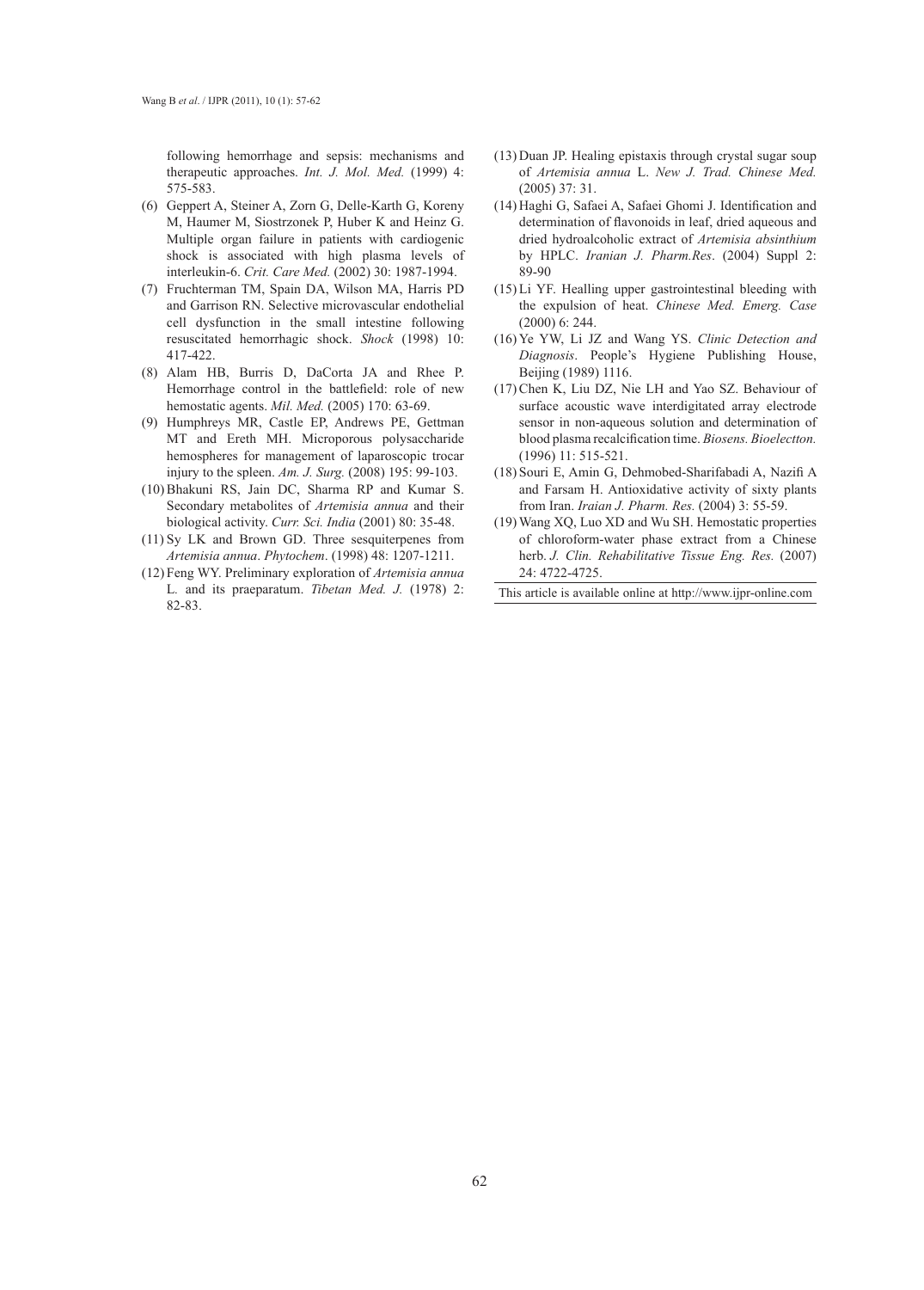following hemorrhage and sepsis: mechanisms and therapeutic approaches. *Int. J. Mol. Med.* (1999) 4: 575-583.

(6) Geppert A, Steiner A, Zorn G, Delle-Karth G, Koreny M, Haumer M, Siostrzonek P, Huber K and Heinz G. Multiple organ failure in patients with cardiogenic shock is associated with high plasma levels of interleukin-6. *Crit. Care Med.* (2002) 30: 1987-1994.

(7) Fruchterman TM, Spain DA, Wilson MA, Harris PD and Garrison RN. Selective microvascular endothelial cell dysfunction in the small intestine following resuscitated hemorrhagic shock. *Shock* (1998) 10: 417-422.

(8) Alam HB, Burris D, DaCorta JA and Rhee P. Hemorrhage control in the battlefield: role of new hemostatic agents. *Mil. Med.* (2005) 170: 63-69.

(9) Humphreys MR, Castle EP, Andrews PE, Gettman MT and Ereth MH. Microporous polysaccharide hemospheres for management of laparoscopic trocar injury to the spleen. *Am. J. Surg.* (2008) 195: 99-103.

(10) Bhakuni RS, Jain DC, Sharma RP and Kumar S. Secondary metabolites of *Artemisia annua* and their biological activity. *Curr. Sci. India* (2001) 80: 35-48.

(11) Sy LK and Brown GD. Three sesquiterpenes from *Artemisia annua*. *Phytochem*. (1998) 48: 1207-1211.

(12) Feng WY. Preliminary exploration of *Artemisia annua* L. and its praeparatum. *Tibetan Med. J.* (1978) 2: 82-83.

(13) Duan JP. Healing epistaxis through crystal sugar soup of *Artemisia annua* L. *New J. Trad. Chinese Med.* (2005) 37: 31.

(14) Haghi G, Safaei A, Safaei Ghomi J. Identification and determination of flavonoids in leaf, dried aqueous and dried hydroalcoholic extract of *Artemisia absinthium* by HPLC. *Iranian J. Pharm.Res*. (2004) Suppl 2: 89-90

(15) Li YF. Healling upper gastrointestinal bleeding with the expulsion of heat. *Chinese Med. Emerg. Case* (2000) 6: 244.

(16) Ye YW, Li JZ and Wang YS. *Clinic Detection and Diagnosis*. People's Hygiene Publishing House, Beijing (1989) 1116.

(17) Chen K, Liu DZ, Nie LH and Yao SZ. Behaviour of surface acoustic wave interdigitated array electrode sensor in non-aqueous solution and determination of blood plasma recalcification time. *Biosens. Bioelectton.* (1996) 11: 515-521.

(18) Souri E, Amin G, Dehmobed-Sharifabadi A, Nazifi A and Farsam H. Antioxidative activity of sixty plants from Iran. *Iraian J. Pharm. Res.* (2004) 3: 55-59.

(19) Wang XQ, Luo XD and Wu SH. Hemostatic properties of chloroform-water phase extract from a Chinese herb. *J. Clin. Rehabilitative Tissue Eng. Res.* (2007) 24: 4722-4725.

This article is available online at http://www.ijpr-online.com